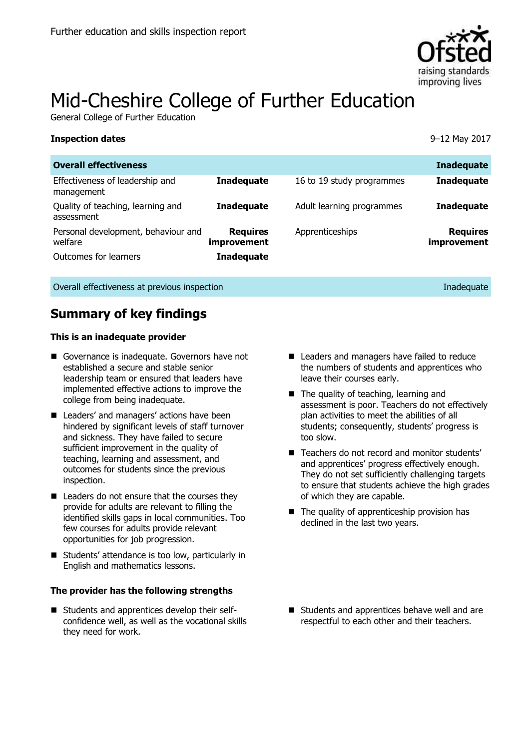Further education and skills inspection report

# Mid-Cheshire College of Further Education

General College of Further Education

**Inspection dates** 9–12 May 2017

| **Overall effectiveness** | | | **Inadequate** |
|---|---|---|---|
| Effectiveness of leadership and management | **Inadequate** | 16 to 19 study programmes | **Inadequate** |
| Quality of teaching, learning and assessment | **Inadequate** | Adult learning programmes | **Inadequate** |
| Personal development, behaviour and welfare | **Requires improvement** | Apprenticeships | **Requires improvement** |
| Outcomes for learners | **Inadequate** | | |

| Overall effectiveness at previous inspection | Inadequate |
|---|---|

## Summary of key findings

### This is an inadequate provider

- Governance is inadequate. Governors have not established a secure and stable senior leadership team or ensured that leaders have implemented effective actions to improve the college from being inadequate.
- Leaders' and managers' actions have been hindered by significant levels of staff turnover and sickness. They have failed to secure sufficient improvement in the quality of teaching, learning and assessment, and outcomes for students since the previous inspection.
- Leaders do not ensure that the courses they provide for adults are relevant to filling the identified skills gaps in local communities. Too few courses for adults provide relevant opportunities for job progression.
- Students' attendance is too low, particularly in English and mathematics lessons.
- Leaders and managers have failed to reduce the numbers of students and apprentices who leave their courses early.
- The quality of teaching, learning and assessment is poor. Teachers do not effectively plan activities to meet the abilities of all students; consequently, students' progress is too slow.
- Teachers do not record and monitor students' and apprentices' progress effectively enough. They do not set sufficiently challenging targets to ensure that students achieve the high grades of which they are capable.
- The quality of apprenticeship provision has declined in the last two years.

### The provider has the following strengths

- Students and apprentices develop their self-confidence well, as well as the vocational skills they need for work.
- Students and apprentices behave well and are respectful to each other and their teachers.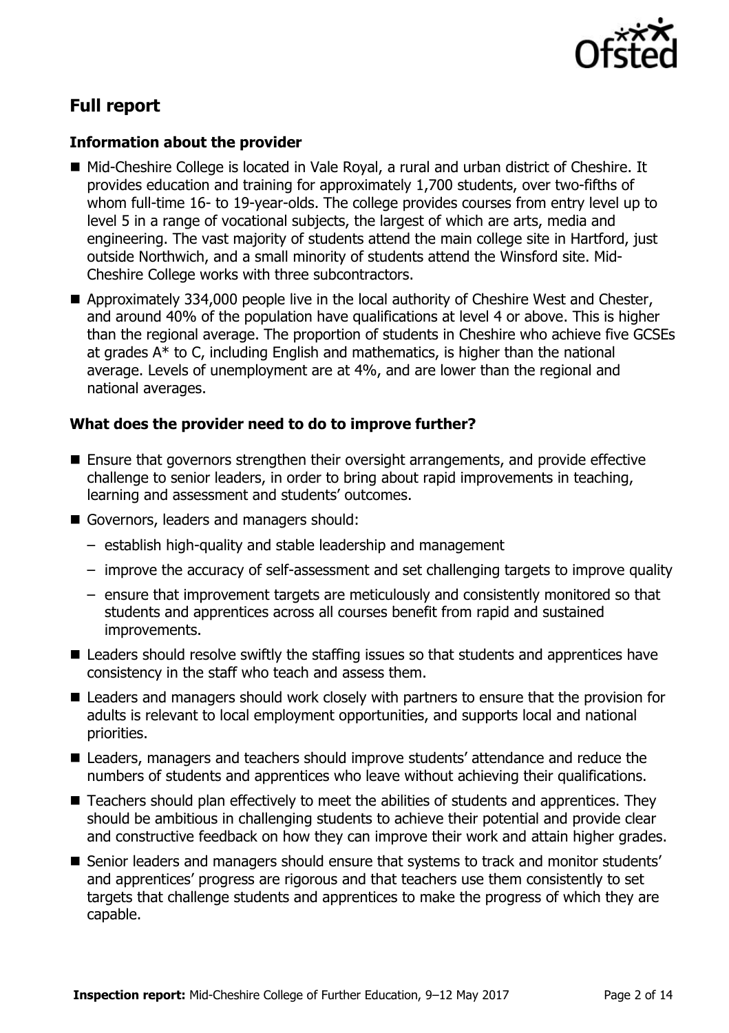## Full report

### Information about the provider

- Mid-Cheshire College is located in Vale Royal, a rural and urban district of Cheshire. It provides education and training for approximately 1,700 students, over two-fifths of whom full-time 16- to 19-year-olds. The college provides courses from entry level up to level 5 in a range of vocational subjects, the largest of which are arts, media and engineering. The vast majority of students attend the main college site in Hartford, just outside Northwich, and a small minority of students attend the Winsford site. Mid-Cheshire College works with three subcontractors.
- Approximately 334,000 people live in the local authority of Cheshire West and Chester, and around 40% of the population have qualifications at level 4 or above. This is higher than the regional average. The proportion of students in Cheshire who achieve five GCSEs at grades A* to C, including English and mathematics, is higher than the national average. Levels of unemployment are at 4%, and are lower than the regional and national averages.

### What does the provider need to do to improve further?

- Ensure that governors strengthen their oversight arrangements, and provide effective challenge to senior leaders, in order to bring about rapid improvements in teaching, learning and assessment and students' outcomes.
- Governors, leaders and managers should:
  - establish high-quality and stable leadership and management
  - improve the accuracy of self-assessment and set challenging targets to improve quality
  - ensure that improvement targets are meticulously and consistently monitored so that students and apprentices across all courses benefit from rapid and sustained improvements.
- Leaders should resolve swiftly the staffing issues so that students and apprentices have consistency in the staff who teach and assess them.
- Leaders and managers should work closely with partners to ensure that the provision for adults is relevant to local employment opportunities, and supports local and national priorities.
- Leaders, managers and teachers should improve students' attendance and reduce the numbers of students and apprentices who leave without achieving their qualifications.
- Teachers should plan effectively to meet the abilities of students and apprentices. They should be ambitious in challenging students to achieve their potential and provide clear and constructive feedback on how they can improve their work and attain higher grades.
- Senior leaders and managers should ensure that systems to track and monitor students' and apprentices' progress are rigorous and that teachers use them consistently to set targets that challenge students and apprentices to make the progress of which they are capable.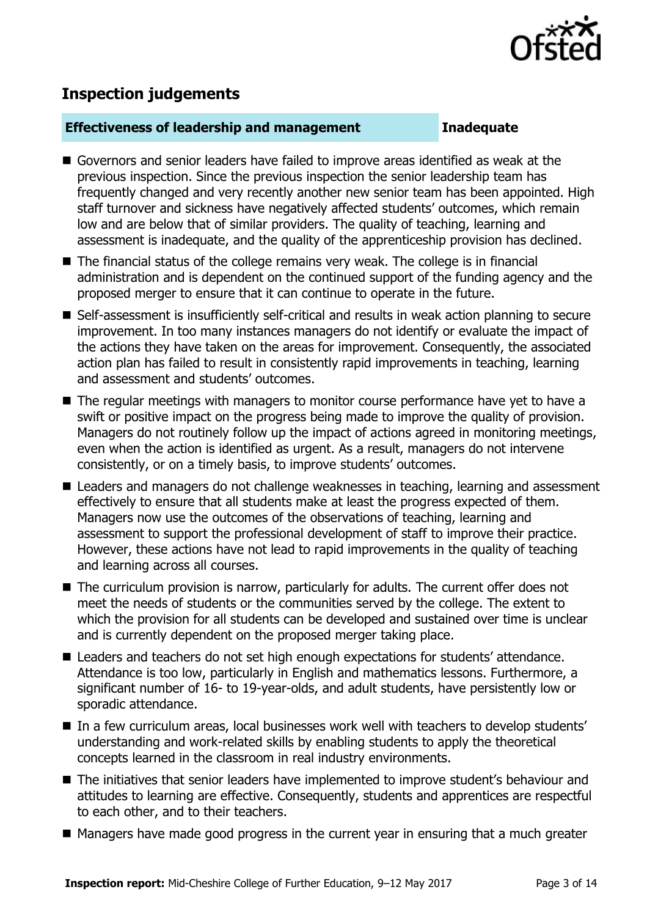## Inspection judgements

| **Effectiveness of leadership and management** | **Inadequate** |
| --- | --- |

- Governors and senior leaders have failed to improve areas identified as weak at the previous inspection. Since the previous inspection the senior leadership team has frequently changed and very recently another new senior team has been appointed. High staff turnover and sickness have negatively affected students' outcomes, which remain low and are below that of similar providers. The quality of teaching, learning and assessment is inadequate, and the quality of the apprenticeship provision has declined.
- The financial status of the college remains very weak. The college is in financial administration and is dependent on the continued support of the funding agency and the proposed merger to ensure that it can continue to operate in the future.
- Self-assessment is insufficiently self-critical and results in weak action planning to secure improvement. In too many instances managers do not identify or evaluate the impact of the actions they have taken on the areas for improvement. Consequently, the associated action plan has failed to result in consistently rapid improvements in teaching, learning and assessment and students' outcomes.
- The regular meetings with managers to monitor course performance have yet to have a swift or positive impact on the progress being made to improve the quality of provision. Managers do not routinely follow up the impact of actions agreed in monitoring meetings, even when the action is identified as urgent. As a result, managers do not intervene consistently, or on a timely basis, to improve students' outcomes.
- Leaders and managers do not challenge weaknesses in teaching, learning and assessment effectively to ensure that all students make at least the progress expected of them. Managers now use the outcomes of the observations of teaching, learning and assessment to support the professional development of staff to improve their practice. However, these actions have not lead to rapid improvements in the quality of teaching and learning across all courses.
- The curriculum provision is narrow, particularly for adults. The current offer does not meet the needs of students or the communities served by the college. The extent to which the provision for all students can be developed and sustained over time is unclear and is currently dependent on the proposed merger taking place.
- Leaders and teachers do not set high enough expectations for students' attendance. Attendance is too low, particularly in English and mathematics lessons. Furthermore, a significant number of 16- to 19-year-olds, and adult students, have persistently low or sporadic attendance.
- In a few curriculum areas, local businesses work well with teachers to develop students' understanding and work-related skills by enabling students to apply the theoretical concepts learned in the classroom in real industry environments.
- The initiatives that senior leaders have implemented to improve student's behaviour and attitudes to learning are effective. Consequently, students and apprentices are respectful to each other, and to their teachers.
- Managers have made good progress in the current year in ensuring that a much greater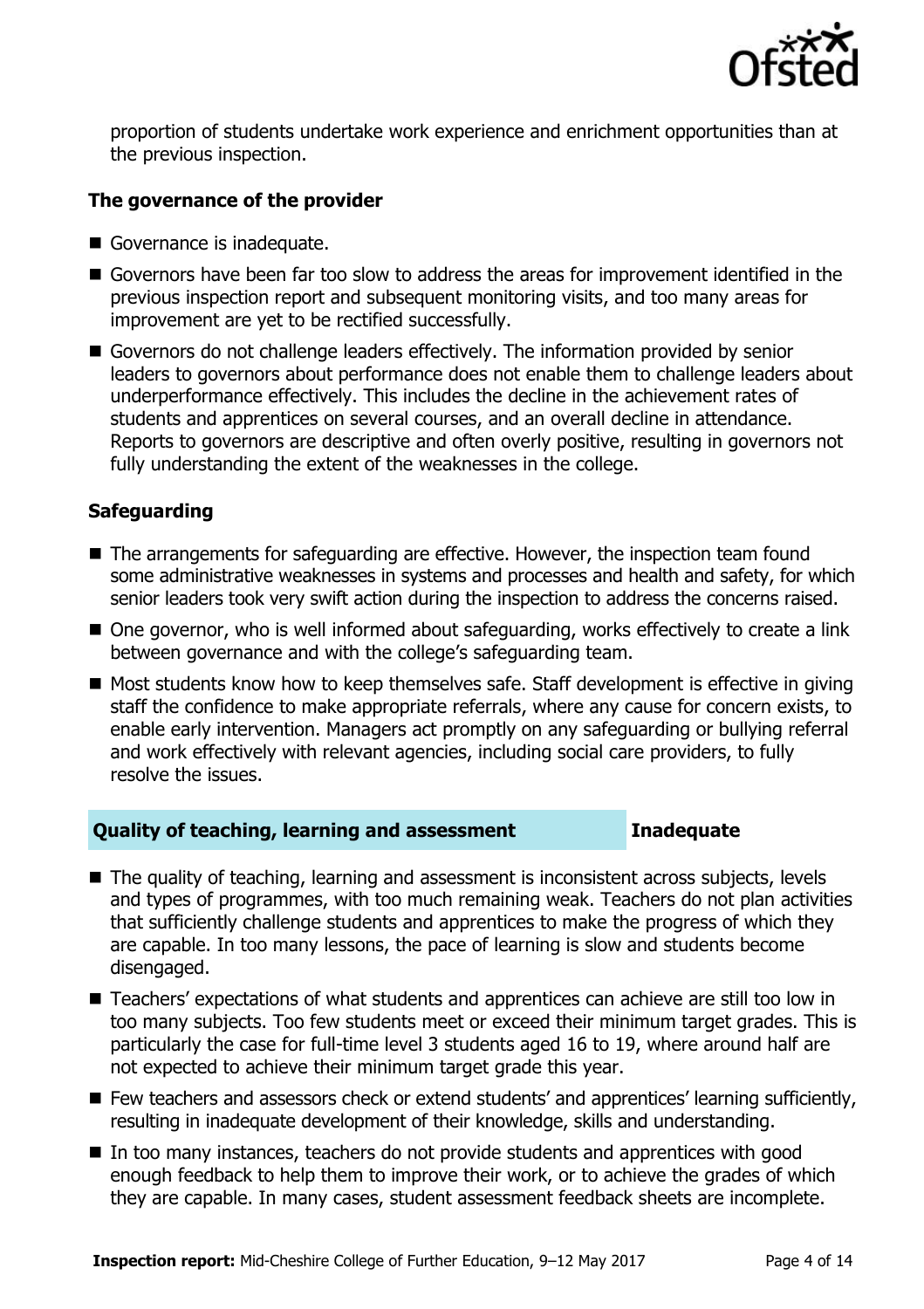proportion of students undertake work experience and enrichment opportunities than at the previous inspection.

### The governance of the provider

- Governance is inadequate.
- Governors have been far too slow to address the areas for improvement identified in the previous inspection report and subsequent monitoring visits, and too many areas for improvement are yet to be rectified successfully.
- Governors do not challenge leaders effectively. The information provided by senior leaders to governors about performance does not enable them to challenge leaders about underperformance effectively. This includes the decline in the achievement rates of students and apprentices on several courses, and an overall decline in attendance. Reports to governors are descriptive and often overly positive, resulting in governors not fully understanding the extent of the weaknesses in the college.

### Safeguarding

- The arrangements for safeguarding are effective. However, the inspection team found some administrative weaknesses in systems and processes and health and safety, for which senior leaders took very swift action during the inspection to address the concerns raised.
- One governor, who is well informed about safeguarding, works effectively to create a link between governance and with the college's safeguarding team.
- Most students know how to keep themselves safe. Staff development is effective in giving staff the confidence to make appropriate referrals, where any cause for concern exists, to enable early intervention. Managers act promptly on any safeguarding or bullying referral and work effectively with relevant agencies, including social care providers, to fully resolve the issues.

## Quality of teaching, learning and assessment — Inadequate

- The quality of teaching, learning and assessment is inconsistent across subjects, levels and types of programmes, with too much remaining weak. Teachers do not plan activities that sufficiently challenge students and apprentices to make the progress of which they are capable. In too many lessons, the pace of learning is slow and students become disengaged.
- Teachers' expectations of what students and apprentices can achieve are still too low in too many subjects. Too few students meet or exceed their minimum target grades. This is particularly the case for full-time level 3 students aged 16 to 19, where around half are not expected to achieve their minimum target grade this year.
- Few teachers and assessors check or extend students' and apprentices' learning sufficiently, resulting in inadequate development of their knowledge, skills and understanding.
- In too many instances, teachers do not provide students and apprentices with good enough feedback to help them to improve their work, or to achieve the grades of which they are capable. In many cases, student assessment feedback sheets are incomplete.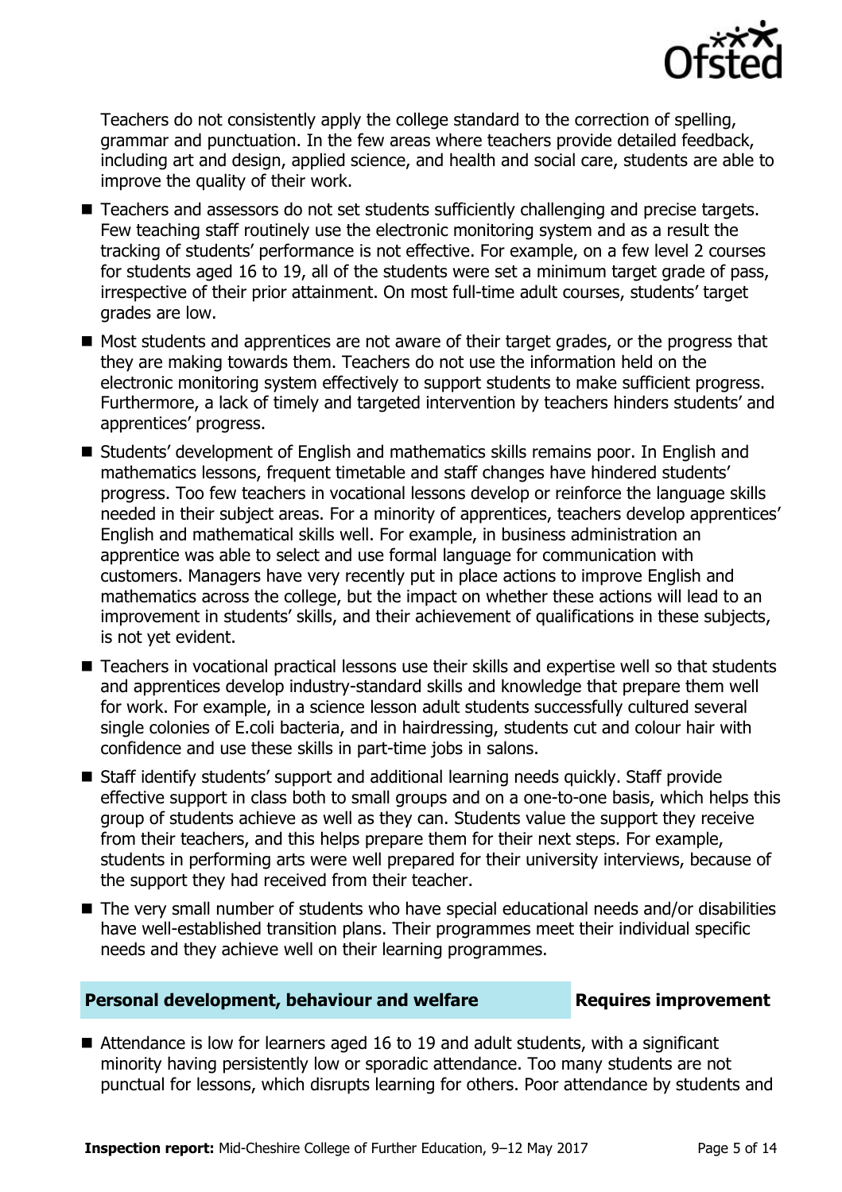Teachers do not consistently apply the college standard to the correction of spelling, grammar and punctuation. In the few areas where teachers provide detailed feedback, including art and design, applied science, and health and social care, students are able to improve the quality of their work.

- Teachers and assessors do not set students sufficiently challenging and precise targets. Few teaching staff routinely use the electronic monitoring system and as a result the tracking of students' performance is not effective. For example, on a few level 2 courses for students aged 16 to 19, all of the students were set a minimum target grade of pass, irrespective of their prior attainment. On most full-time adult courses, students' target grades are low.
- Most students and apprentices are not aware of their target grades, or the progress that they are making towards them. Teachers do not use the information held on the electronic monitoring system effectively to support students to make sufficient progress. Furthermore, a lack of timely and targeted intervention by teachers hinders students' and apprentices' progress.
- Students' development of English and mathematics skills remains poor. In English and mathematics lessons, frequent timetable and staff changes have hindered students' progress. Too few teachers in vocational lessons develop or reinforce the language skills needed in their subject areas. For a minority of apprentices, teachers develop apprentices' English and mathematical skills well. For example, in business administration an apprentice was able to select and use formal language for communication with customers. Managers have very recently put in place actions to improve English and mathematics across the college, but the impact on whether these actions will lead to an improvement in students' skills, and their achievement of qualifications in these subjects, is not yet evident.
- Teachers in vocational practical lessons use their skills and expertise well so that students and apprentices develop industry-standard skills and knowledge that prepare them well for work. For example, in a science lesson adult students successfully cultured several single colonies of E.coli bacteria, and in hairdressing, students cut and colour hair with confidence and use these skills in part-time jobs in salons.
- Staff identify students' support and additional learning needs quickly. Staff provide effective support in class both to small groups and on a one-to-one basis, which helps this group of students achieve as well as they can. Students value the support they receive from their teachers, and this helps prepare them for their next steps. For example, students in performing arts were well prepared for their university interviews, because of the support they had received from their teacher.
- The very small number of students who have special educational needs and/or disabilities have well-established transition plans. Their programmes meet their individual specific needs and they achieve well on their learning programmes.

## Personal development, behaviour and welfare — Requires improvement

- Attendance is low for learners aged 16 to 19 and adult students, with a significant minority having persistently low or sporadic attendance. Too many students are not punctual for lessons, which disrupts learning for others. Poor attendance by students and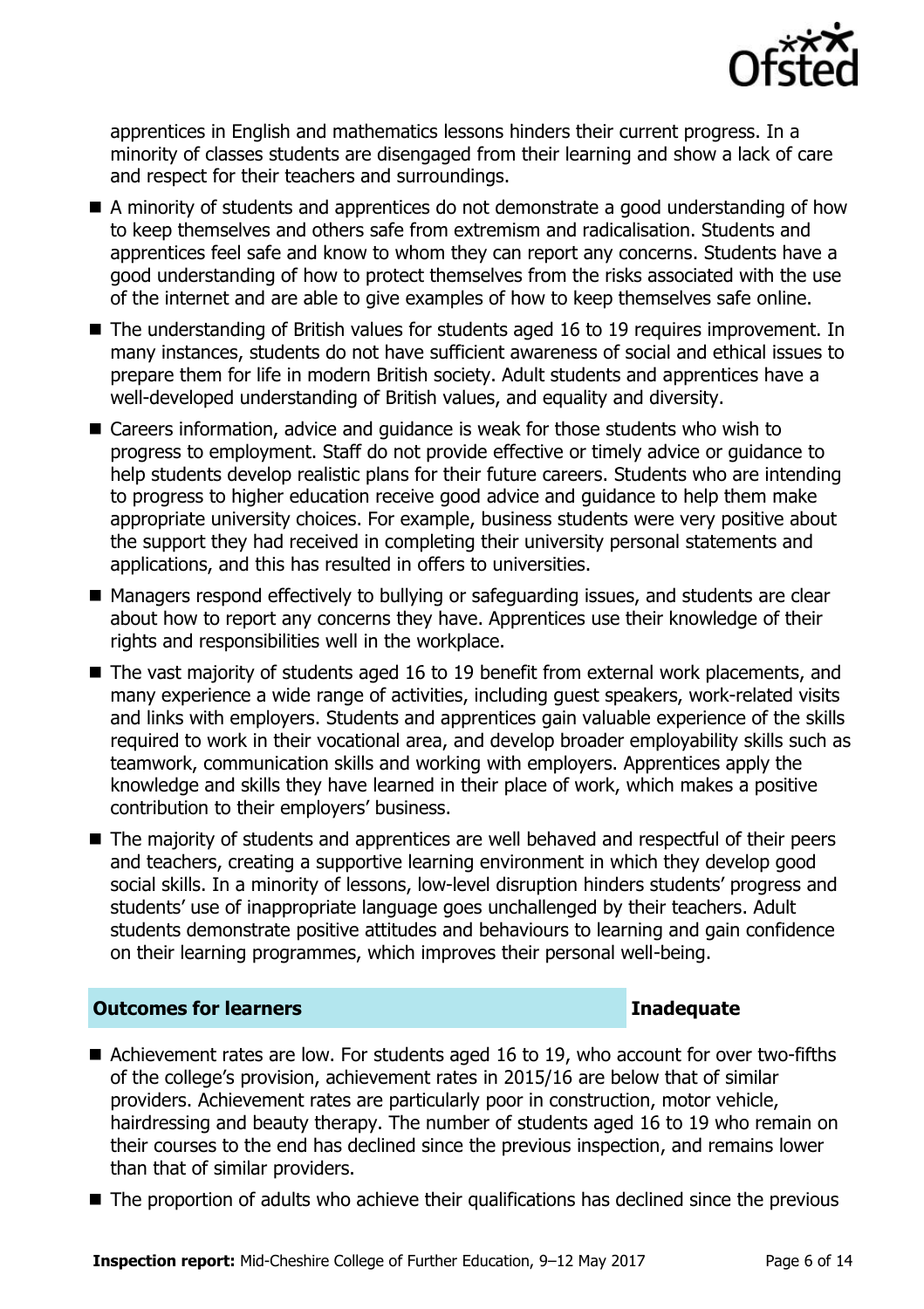apprentices in English and mathematics lessons hinders their current progress. In a minority of classes students are disengaged from their learning and show a lack of care and respect for their teachers and surroundings.

- A minority of students and apprentices do not demonstrate a good understanding of how to keep themselves and others safe from extremism and radicalisation. Students and apprentices feel safe and know to whom they can report any concerns. Students have a good understanding of how to protect themselves from the risks associated with the use of the internet and are able to give examples of how to keep themselves safe online.
- The understanding of British values for students aged 16 to 19 requires improvement. In many instances, students do not have sufficient awareness of social and ethical issues to prepare them for life in modern British society. Adult students and apprentices have a well-developed understanding of British values, and equality and diversity.
- Careers information, advice and guidance is weak for those students who wish to progress to employment. Staff do not provide effective or timely advice or guidance to help students develop realistic plans for their future careers. Students who are intending to progress to higher education receive good advice and guidance to help them make appropriate university choices. For example, business students were very positive about the support they had received in completing their university personal statements and applications, and this has resulted in offers to universities.
- Managers respond effectively to bullying or safeguarding issues, and students are clear about how to report any concerns they have. Apprentices use their knowledge of their rights and responsibilities well in the workplace.
- The vast majority of students aged 16 to 19 benefit from external work placements, and many experience a wide range of activities, including guest speakers, work-related visits and links with employers. Students and apprentices gain valuable experience of the skills required to work in their vocational area, and develop broader employability skills such as teamwork, communication skills and working with employers. Apprentices apply the knowledge and skills they have learned in their place of work, which makes a positive contribution to their employers' business.
- The majority of students and apprentices are well behaved and respectful of their peers and teachers, creating a supportive learning environment in which they develop good social skills. In a minority of lessons, low-level disruption hinders students' progress and students' use of inappropriate language goes unchallenged by their teachers. Adult students demonstrate positive attitudes and behaviours to learning and gain confidence on their learning programmes, which improves their personal well-being.

## Outcomes for learners — Inadequate

- Achievement rates are low. For students aged 16 to 19, who account for over two-fifths of the college's provision, achievement rates in 2015/16 are below that of similar providers. Achievement rates are particularly poor in construction, motor vehicle, hairdressing and beauty therapy. The number of students aged 16 to 19 who remain on their courses to the end has declined since the previous inspection, and remains lower than that of similar providers.
- The proportion of adults who achieve their qualifications has declined since the previous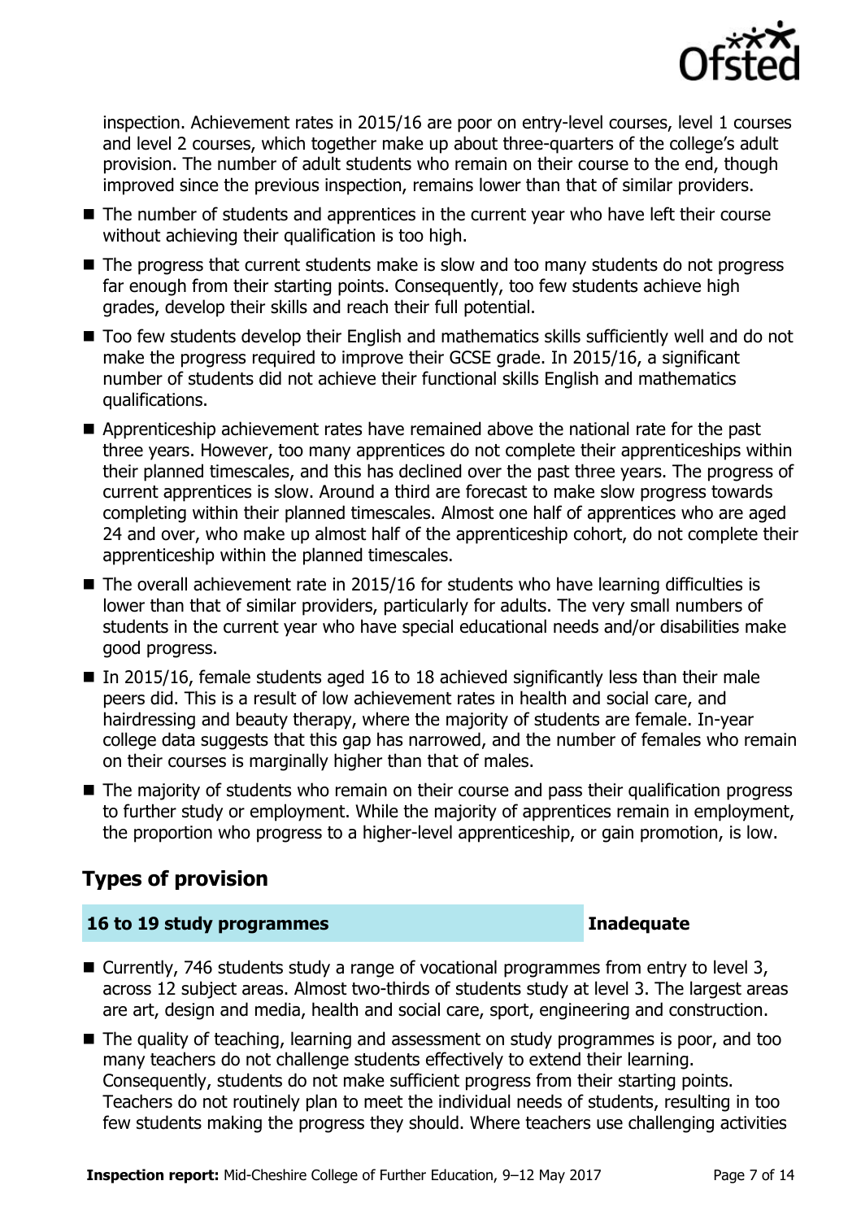inspection. Achievement rates in 2015/16 are poor on entry-level courses, level 1 courses and level 2 courses, which together make up about three-quarters of the college's adult provision. The number of adult students who remain on their course to the end, though improved since the previous inspection, remains lower than that of similar providers.

- The number of students and apprentices in the current year who have left their course without achieving their qualification is too high.
- The progress that current students make is slow and too many students do not progress far enough from their starting points. Consequently, too few students achieve high grades, develop their skills and reach their full potential.
- Too few students develop their English and mathematics skills sufficiently well and do not make the progress required to improve their GCSE grade. In 2015/16, a significant number of students did not achieve their functional skills English and mathematics qualifications.
- Apprenticeship achievement rates have remained above the national rate for the past three years. However, too many apprentices do not complete their apprenticeships within their planned timescales, and this has declined over the past three years. The progress of current apprentices is slow. Around a third are forecast to make slow progress towards completing within their planned timescales. Almost one half of apprentices who are aged 24 and over, who make up almost half of the apprenticeship cohort, do not complete their apprenticeship within the planned timescales.
- The overall achievement rate in 2015/16 for students who have learning difficulties is lower than that of similar providers, particularly for adults. The very small numbers of students in the current year who have special educational needs and/or disabilities make good progress.
- In 2015/16, female students aged 16 to 18 achieved significantly less than their male peers did. This is a result of low achievement rates in health and social care, and hairdressing and beauty therapy, where the majority of students are female. In-year college data suggests that this gap has narrowed, and the number of females who remain on their courses is marginally higher than that of males.
- The majority of students who remain on their course and pass their qualification progress to further study or employment. While the majority of apprentices remain in employment, the proportion who progress to a higher-level apprenticeship, or gain promotion, is low.

## Types of provision

### 16 to 19 study programmes — Inadequate

- Currently, 746 students study a range of vocational programmes from entry to level 3, across 12 subject areas. Almost two-thirds of students study at level 3. The largest areas are art, design and media, health and social care, sport, engineering and construction.
- The quality of teaching, learning and assessment on study programmes is poor, and too many teachers do not challenge students effectively to extend their learning. Consequently, students do not make sufficient progress from their starting points. Teachers do not routinely plan to meet the individual needs of students, resulting in too few students making the progress they should. Where teachers use challenging activities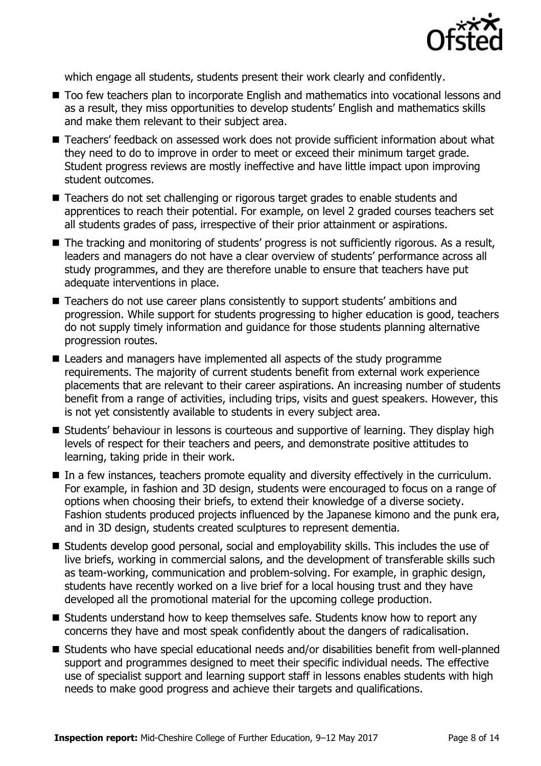which engage all students, students present their work clearly and confidently.

- Too few teachers plan to incorporate English and mathematics into vocational lessons and as a result, they miss opportunities to develop students' English and mathematics skills and make them relevant to their subject area.
- Teachers' feedback on assessed work does not provide sufficient information about what they need to do to improve in order to meet or exceed their minimum target grade. Student progress reviews are mostly ineffective and have little impact upon improving student outcomes.
- Teachers do not set challenging or rigorous target grades to enable students and apprentices to reach their potential. For example, on level 2 graded courses teachers set all students grades of pass, irrespective of their prior attainment or aspirations.
- The tracking and monitoring of students' progress is not sufficiently rigorous. As a result, leaders and managers do not have a clear overview of students' performance across all study programmes, and they are therefore unable to ensure that teachers have put adequate interventions in place.
- Teachers do not use career plans consistently to support students' ambitions and progression. While support for students progressing to higher education is good, teachers do not supply timely information and guidance for those students planning alternative progression routes.
- Leaders and managers have implemented all aspects of the study programme requirements. The majority of current students benefit from external work experience placements that are relevant to their career aspirations. An increasing number of students benefit from a range of activities, including trips, visits and guest speakers. However, this is not yet consistently available to students in every subject area.
- Students' behaviour in lessons is courteous and supportive of learning. They display high levels of respect for their teachers and peers, and demonstrate positive attitudes to learning, taking pride in their work.
- In a few instances, teachers promote equality and diversity effectively in the curriculum. For example, in fashion and 3D design, students were encouraged to focus on a range of options when choosing their briefs, to extend their knowledge of a diverse society. Fashion students produced projects influenced by the Japanese kimono and the punk era, and in 3D design, students created sculptures to represent dementia.
- Students develop good personal, social and employability skills. This includes the use of live briefs, working in commercial salons, and the development of transferable skills such as team-working, communication and problem-solving. For example, in graphic design, students have recently worked on a live brief for a local housing trust and they have developed all the promotional material for the upcoming college production.
- Students understand how to keep themselves safe. Students know how to report any concerns they have and most speak confidently about the dangers of radicalisation.
- Students who have special educational needs and/or disabilities benefit from well-planned support and programmes designed to meet their specific individual needs. The effective use of specialist support and learning support staff in lessons enables students with high needs to make good progress and achieve their targets and qualifications.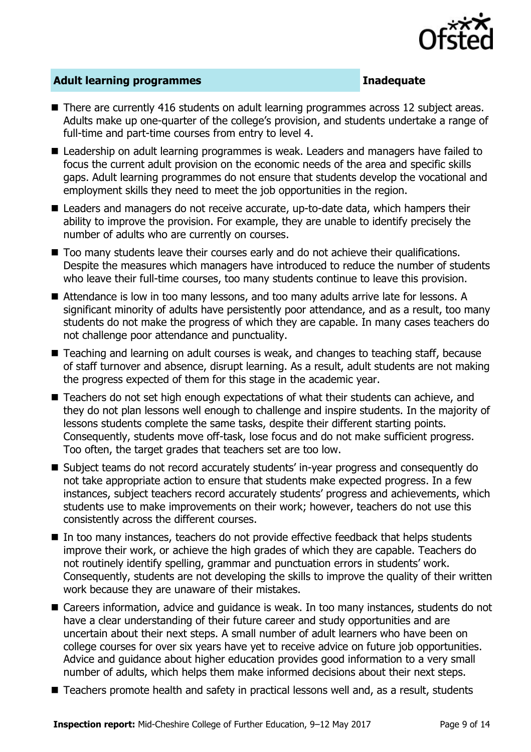## Adult learning programmes — Inadequate

- There are currently 416 students on adult learning programmes across 12 subject areas. Adults make up one-quarter of the college's provision, and students undertake a range of full-time and part-time courses from entry to level 4.
- Leadership on adult learning programmes is weak. Leaders and managers have failed to focus the current adult provision on the economic needs of the area and specific skills gaps. Adult learning programmes do not ensure that students develop the vocational and employment skills they need to meet the job opportunities in the region.
- Leaders and managers do not receive accurate, up-to-date data, which hampers their ability to improve the provision. For example, they are unable to identify precisely the number of adults who are currently on courses.
- Too many students leave their courses early and do not achieve their qualifications. Despite the measures which managers have introduced to reduce the number of students who leave their full-time courses, too many students continue to leave this provision.
- Attendance is low in too many lessons, and too many adults arrive late for lessons. A significant minority of adults have persistently poor attendance, and as a result, too many students do not make the progress of which they are capable. In many cases teachers do not challenge poor attendance and punctuality.
- Teaching and learning on adult courses is weak, and changes to teaching staff, because of staff turnover and absence, disrupt learning. As a result, adult students are not making the progress expected of them for this stage in the academic year.
- Teachers do not set high enough expectations of what their students can achieve, and they do not plan lessons well enough to challenge and inspire students. In the majority of lessons students complete the same tasks, despite their different starting points. Consequently, students move off-task, lose focus and do not make sufficient progress. Too often, the target grades that teachers set are too low.
- Subject teams do not record accurately students' in-year progress and consequently do not take appropriate action to ensure that students make expected progress. In a few instances, subject teachers record accurately students' progress and achievements, which students use to make improvements on their work; however, teachers do not use this consistently across the different courses.
- In too many instances, teachers do not provide effective feedback that helps students improve their work, or achieve the high grades of which they are capable. Teachers do not routinely identify spelling, grammar and punctuation errors in students' work. Consequently, students are not developing the skills to improve the quality of their written work because they are unaware of their mistakes.
- Careers information, advice and guidance is weak. In too many instances, students do not have a clear understanding of their future career and study opportunities and are uncertain about their next steps. A small number of adult learners who have been on college courses for over six years have yet to receive advice on future job opportunities. Advice and guidance about higher education provides good information to a very small number of adults, which helps them make informed decisions about their next steps.
- Teachers promote health and safety in practical lessons well and, as a result, students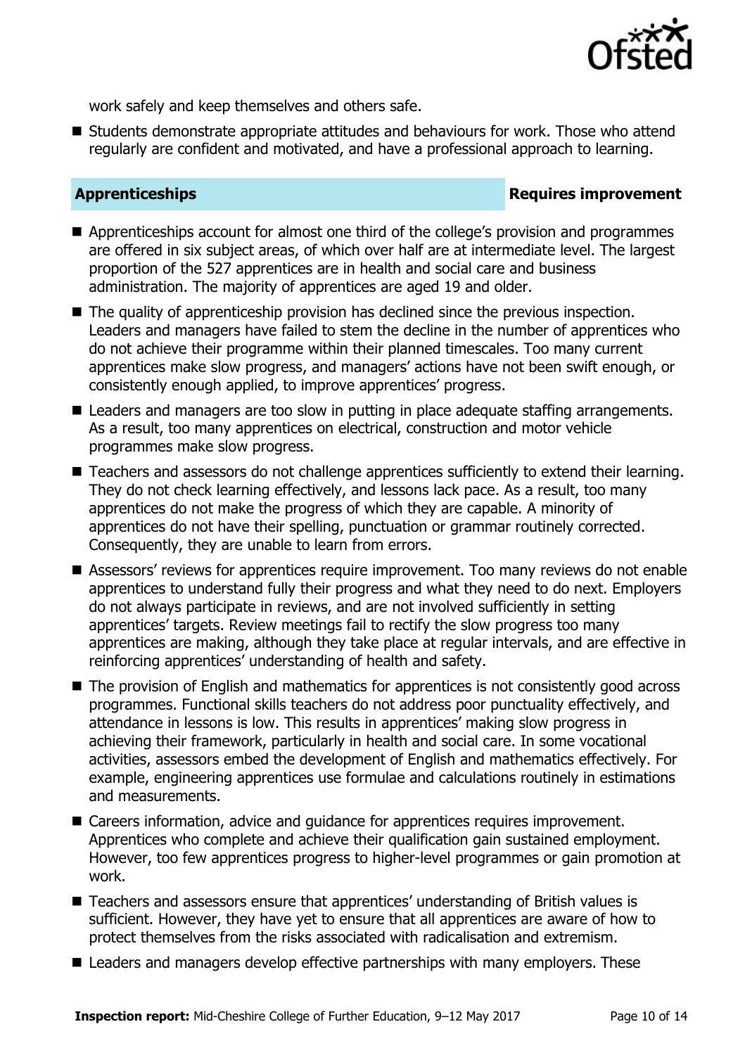work safely and keep themselves and others safe.

- Students demonstrate appropriate attitudes and behaviours for work. Those who attend regularly are confident and motivated, and have a professional approach to learning.

## Apprenticeships — Requires improvement

- Apprenticeships account for almost one third of the college's provision and programmes are offered in six subject areas, of which over half are at intermediate level. The largest proportion of the 527 apprentices are in health and social care and business administration. The majority of apprentices are aged 19 and older.
- The quality of apprenticeship provision has declined since the previous inspection. Leaders and managers have failed to stem the decline in the number of apprentices who do not achieve their programme within their planned timescales. Too many current apprentices make slow progress, and managers' actions have not been swift enough, or consistently enough applied, to improve apprentices' progress.
- Leaders and managers are too slow in putting in place adequate staffing arrangements. As a result, too many apprentices on electrical, construction and motor vehicle programmes make slow progress.
- Teachers and assessors do not challenge apprentices sufficiently to extend their learning. They do not check learning effectively, and lessons lack pace. As a result, too many apprentices do not make the progress of which they are capable. A minority of apprentices do not have their spelling, punctuation or grammar routinely corrected. Consequently, they are unable to learn from errors.
- Assessors' reviews for apprentices require improvement. Too many reviews do not enable apprentices to understand fully their progress and what they need to do next. Employers do not always participate in reviews, and are not involved sufficiently in setting apprentices' targets. Review meetings fail to rectify the slow progress too many apprentices are making, although they take place at regular intervals, and are effective in reinforcing apprentices' understanding of health and safety.
- The provision of English and mathematics for apprentices is not consistently good across programmes. Functional skills teachers do not address poor punctuality effectively, and attendance in lessons is low. This results in apprentices' making slow progress in achieving their framework, particularly in health and social care. In some vocational activities, assessors embed the development of English and mathematics effectively. For example, engineering apprentices use formulae and calculations routinely in estimations and measurements.
- Careers information, advice and guidance for apprentices requires improvement. Apprentices who complete and achieve their qualification gain sustained employment. However, too few apprentices progress to higher-level programmes or gain promotion at work.
- Teachers and assessors ensure that apprentices' understanding of British values is sufficient. However, they have yet to ensure that all apprentices are aware of how to protect themselves from the risks associated with radicalisation and extremism.
- Leaders and managers develop effective partnerships with many employers. These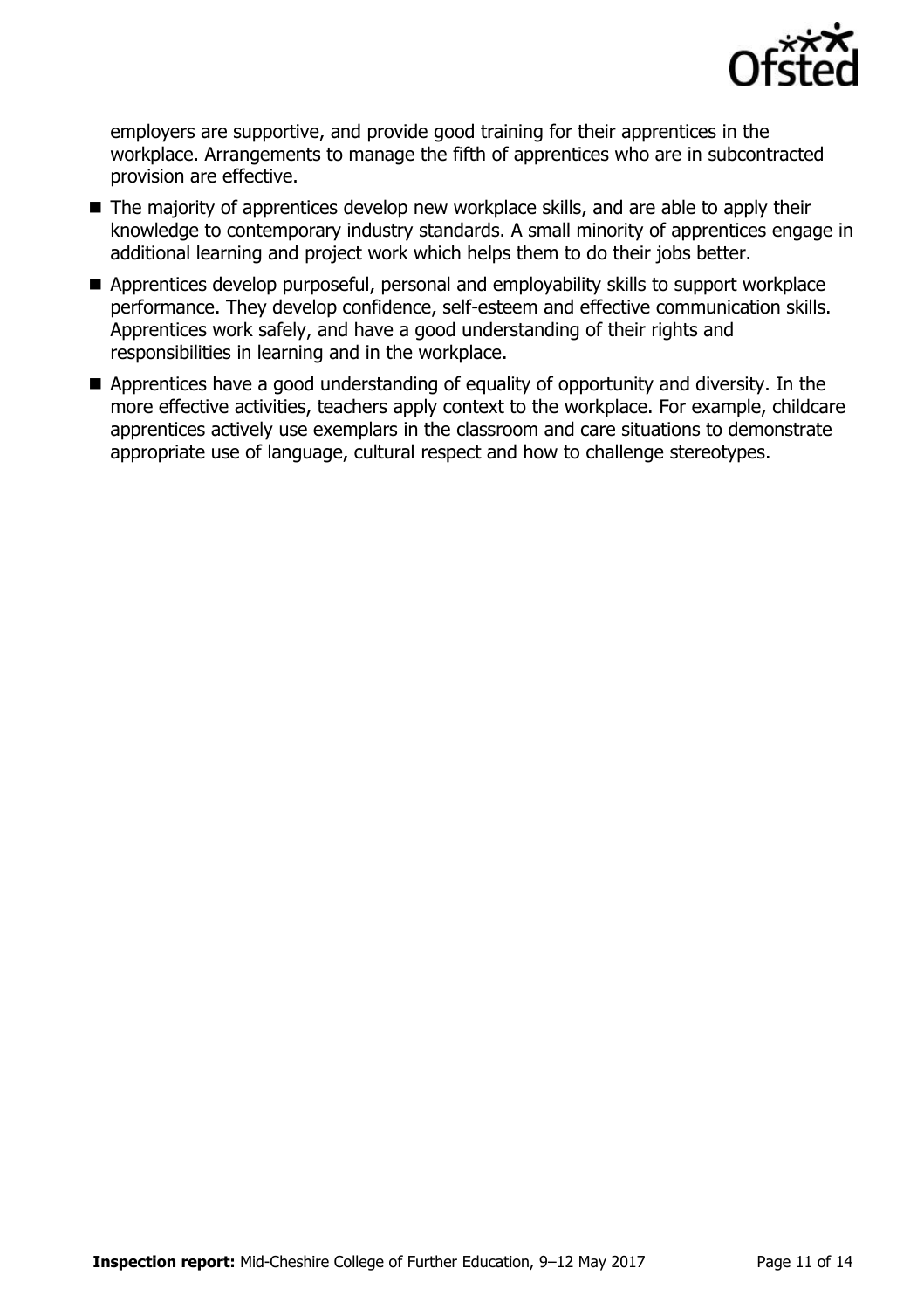employers are supportive, and provide good training for their apprentices in the workplace. Arrangements to manage the fifth of apprentices who are in subcontracted provision are effective.

- The majority of apprentices develop new workplace skills, and are able to apply their knowledge to contemporary industry standards. A small minority of apprentices engage in additional learning and project work which helps them to do their jobs better.
- Apprentices develop purposeful, personal and employability skills to support workplace performance. They develop confidence, self-esteem and effective communication skills. Apprentices work safely, and have a good understanding of their rights and responsibilities in learning and in the workplace.
- Apprentices have a good understanding of equality of opportunity and diversity. In the more effective activities, teachers apply context to the workplace. For example, childcare apprentices actively use exemplars in the classroom and care situations to demonstrate appropriate use of language, cultural respect and how to challenge stereotypes.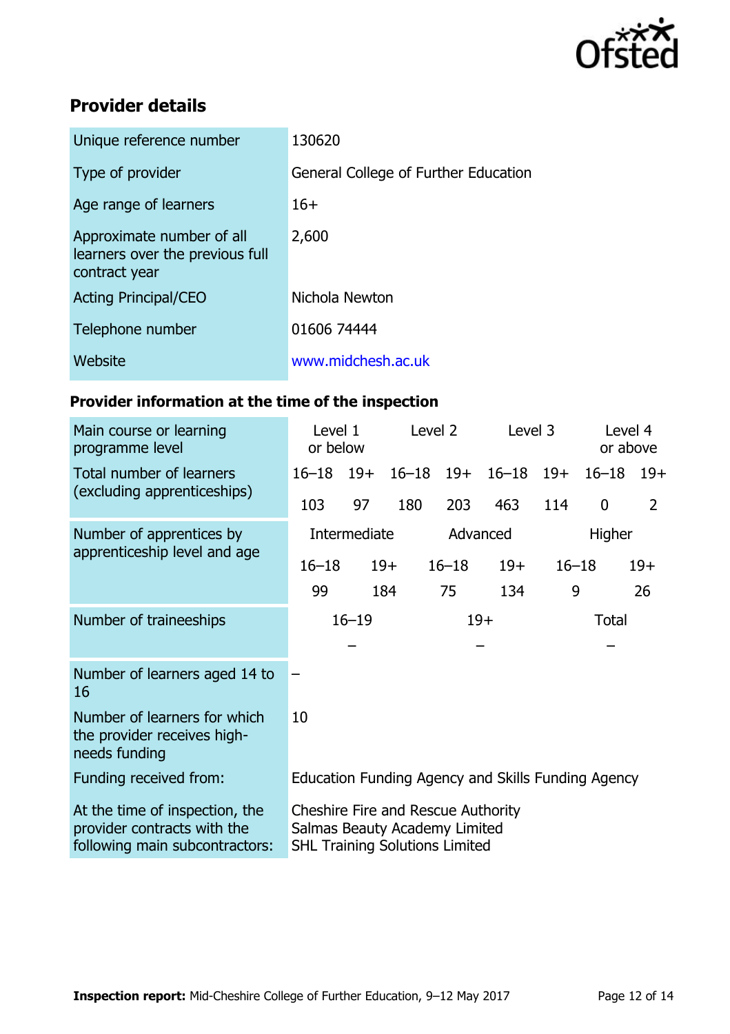## Provider details

| | |
|---|---|
| Unique reference number | 130620 |
| Type of provider | General College of Further Education |
| Age range of learners | 16+ |
| Approximate number of all learners over the previous full contract year | 2,600 |
| Acting Principal/CEO | Nichola Newton |
| Telephone number | 01606 74444 |
| Website | www.midchesh.ac.uk |

### Provider information at the time of the inspection

| Main course or learning programme level | Level 1 or below | | Level 2 | | Level 3 | | Level 4 or above | |
|---|---|---|---|---|---|---|---|---|
| Total number of learners (excluding apprenticeships) | 16–18 | 19+ | 16–18 | 19+ | 16–18 | 19+ | 16–18 | 19+ |
| | 103 | 97 | 180 | 203 | 463 | 114 | 0 | 2 |

| Number of apprentices by apprenticeship level and age | Intermediate | | Advanced | | Higher | |
|---|---|---|---|---|---|---|
| | 16–18 | 19+ | 16–18 | 19+ | 16–18 | 19+ |
| | 99 | 184 | 75 | 134 | 9 | 26 |

| Number of traineeships | 16–19 | 19+ | Total |
|---|---|---|---|
| | – | – | – |

| | |
|---|---|
| Number of learners aged 14 to 16 | – |
| Number of learners for which the provider receives high-needs funding | 10 |
| Funding received from: | Education Funding Agency and Skills Funding Agency |
| At the time of inspection, the provider contracts with the following main subcontractors: | Cheshire Fire and Rescue Authority<br>Salmas Beauty Academy Limited<br>SHL Training Solutions Limited |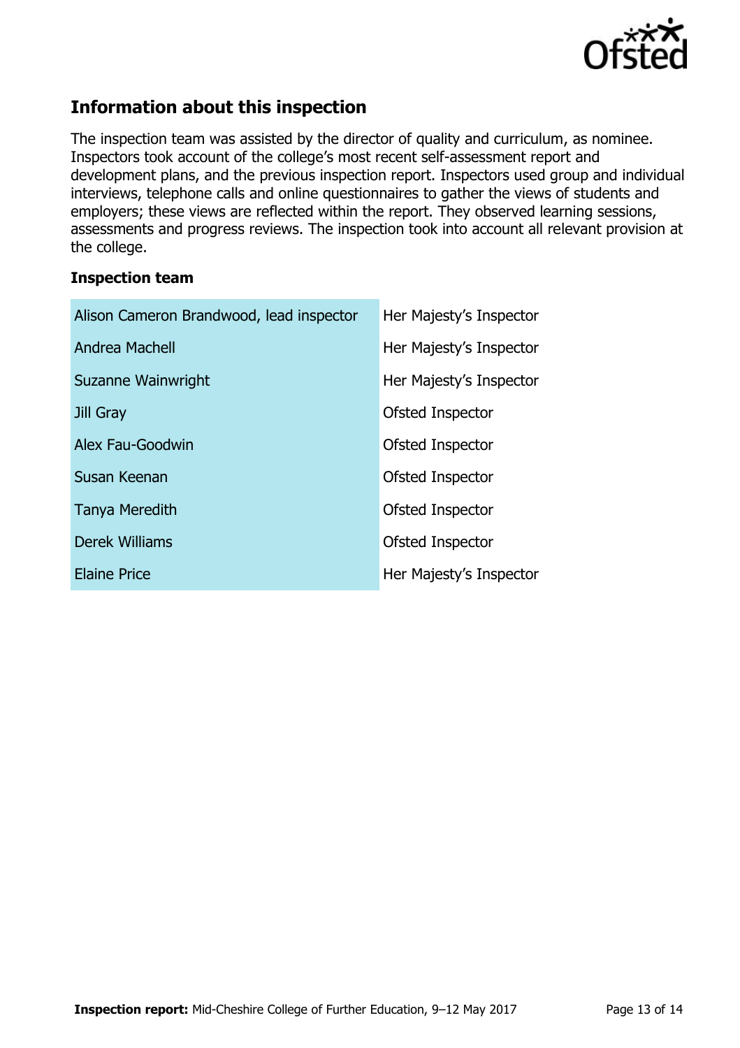## Information about this inspection

The inspection team was assisted by the director of quality and curriculum, as nominee. Inspectors took account of the college's most recent self-assessment report and development plans, and the previous inspection report. Inspectors used group and individual interviews, telephone calls and online questionnaires to gather the views of students and employers; these views are reflected within the report. They observed learning sessions, assessments and progress reviews. The inspection took into account all relevant provision at the college.

### Inspection team

| | |
|---|---|
| Alison Cameron Brandwood, lead inspector | Her Majesty's Inspector |
| Andrea Machell | Her Majesty's Inspector |
| Suzanne Wainwright | Her Majesty's Inspector |
| Jill Gray | Ofsted Inspector |
| Alex Fau-Goodwin | Ofsted Inspector |
| Susan Keenan | Ofsted Inspector |
| Tanya Meredith | Ofsted Inspector |
| Derek Williams | Ofsted Inspector |
| Elaine Price | Her Majesty's Inspector |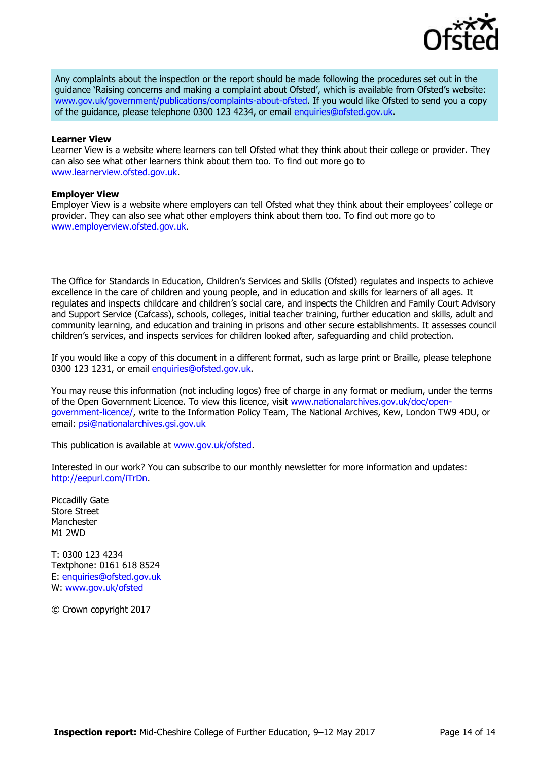Any complaints about the inspection or the report should be made following the procedures set out in the guidance 'Raising concerns and making a complaint about Ofsted', which is available from Ofsted's website: www.gov.uk/government/publications/complaints-about-ofsted. If you would like Ofsted to send you a copy of the guidance, please telephone 0300 123 4234, or email enquiries@ofsted.gov.uk.

**Learner View**

Learner View is a website where learners can tell Ofsted what they think about their college or provider. They can also see what other learners think about them too. To find out more go to www.learnerview.ofsted.gov.uk.

**Employer View**

Employer View is a website where employers can tell Ofsted what they think about their employees' college or provider. They can also see what other employers think about them too. To find out more go to www.employerview.ofsted.gov.uk.

The Office for Standards in Education, Children's Services and Skills (Ofsted) regulates and inspects to achieve excellence in the care of children and young people, and in education and skills for learners of all ages. It regulates and inspects childcare and children's social care, and inspects the Children and Family Court Advisory and Support Service (Cafcass), schools, colleges, initial teacher training, further education and skills, adult and community learning, and education and training in prisons and other secure establishments. It assesses council children's services, and inspects services for children looked after, safeguarding and child protection.

If you would like a copy of this document in a different format, such as large print or Braille, please telephone 0300 123 1231, or email enquiries@ofsted.gov.uk.

You may reuse this information (not including logos) free of charge in any format or medium, under the terms of the Open Government Licence. To view this licence, visit www.nationalarchives.gov.uk/doc/open-government-licence/, write to the Information Policy Team, The National Archives, Kew, London TW9 4DU, or email: psi@nationalarchives.gsi.gov.uk

This publication is available at www.gov.uk/ofsted.

Interested in our work? You can subscribe to our monthly newsletter for more information and updates: http://eepurl.com/iTrDn.

Piccadilly Gate
Store Street
Manchester
M1 2WD

T: 0300 123 4234
Textphone: 0161 618 8524
E: enquiries@ofsted.gov.uk
W: www.gov.uk/ofsted

© Crown copyright 2017